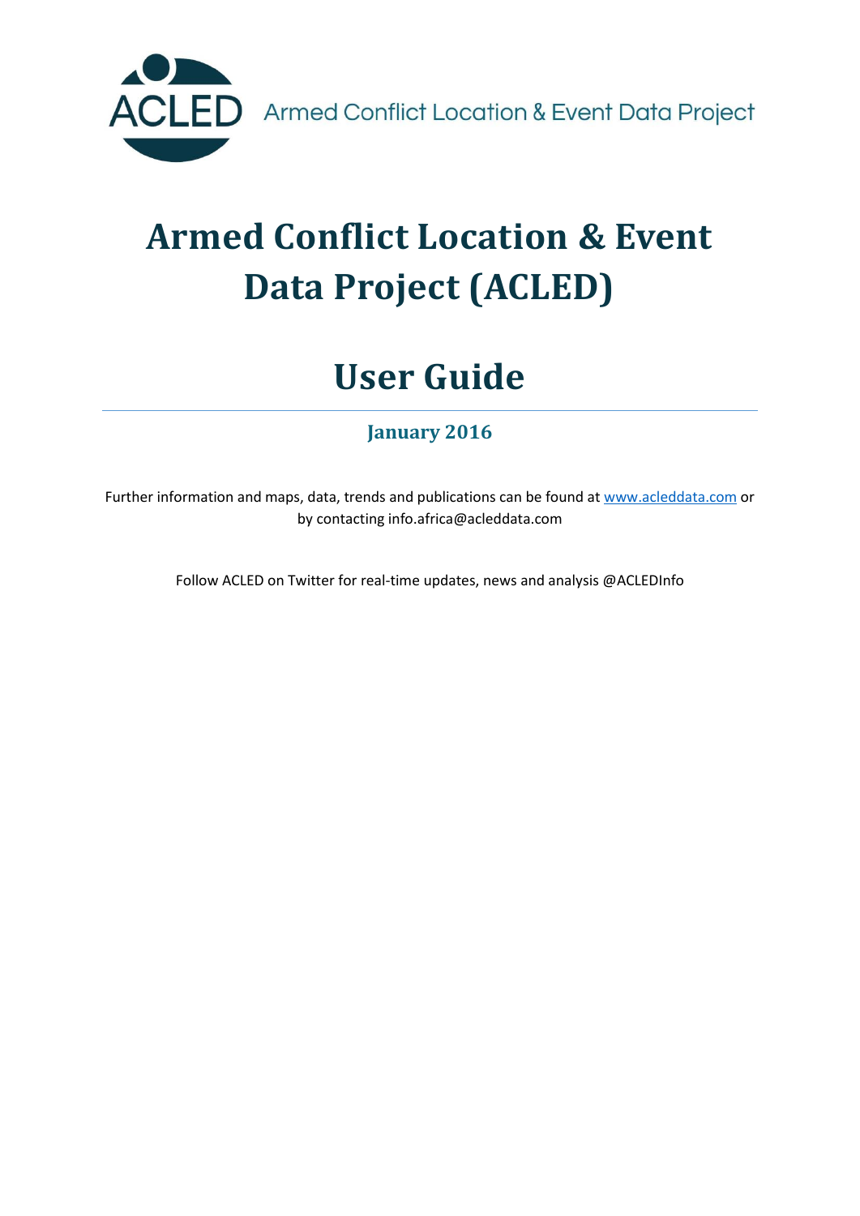ACLED Armed Conflict Location & Event Data Project

# Armed Conflict Location & Event Data Project (ACLED)

# User Guide

## January 2016

Further information and maps, data, trends and publications can be found at www.acleddata.com or by contacting info.africa@acleddata.com

Follow ACLED on Twitter for real-time updates, news and analysis @ACLEDInfo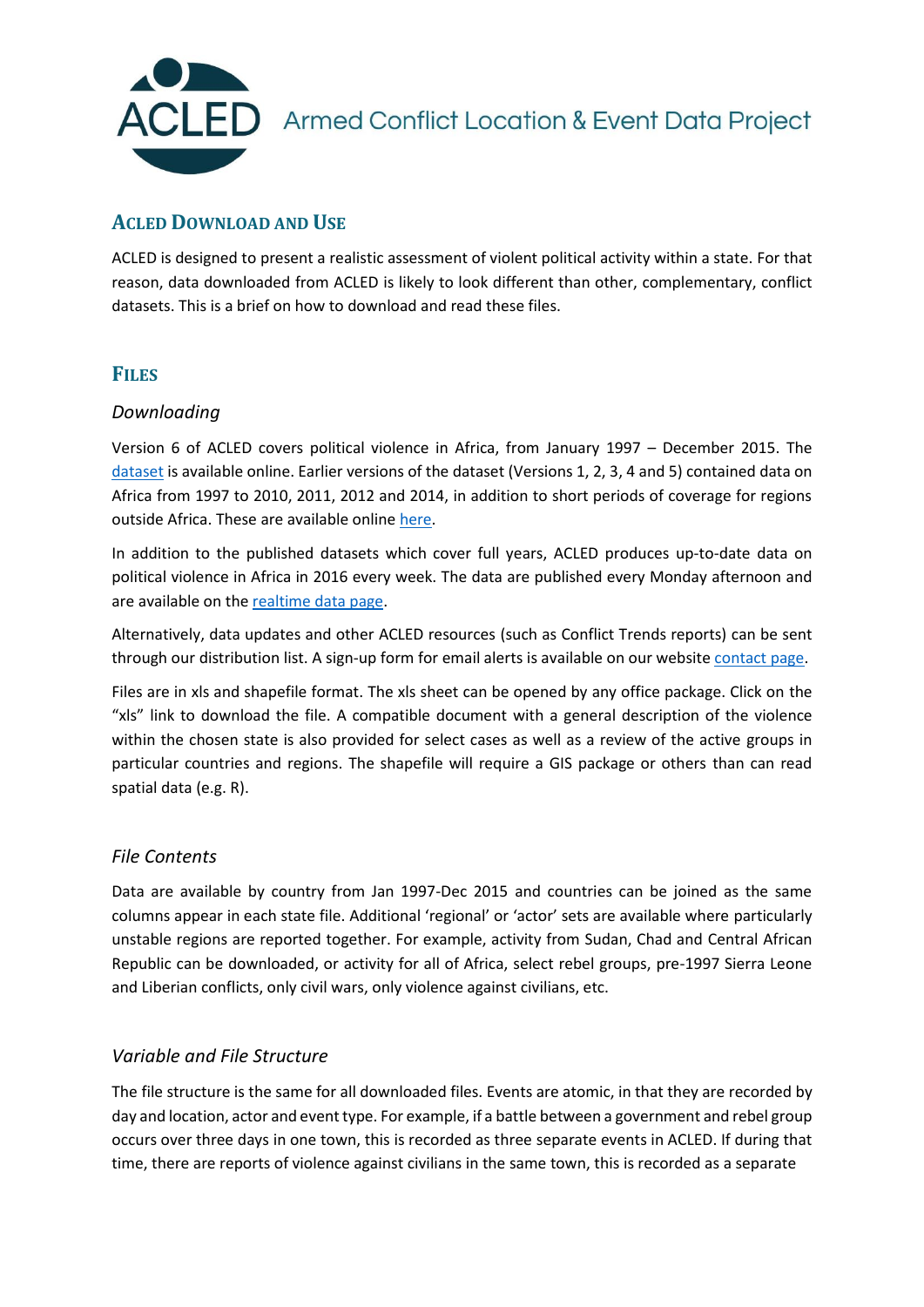# Armed Conflict Location & Event Data Project

## ACLED Download and Use

ACLED is designed to present a realistic assessment of violent political activity within a state. For that reason, data downloaded from ACLED is likely to look different than other, complementary, conflict datasets. This is a brief on how to download and read these files.

## Files

### *Downloading*

Version 6 of ACLED covers political violence in Africa, from January 1997 – December 2015. The dataset is available online. Earlier versions of the dataset (Versions 1, 2, 3, 4 and 5) contained data on Africa from 1997 to 2010, 2011, 2012 and 2014, in addition to short periods of coverage for regions outside Africa. These are available online here.

In addition to the published datasets which cover full years, ACLED produces up-to-date data on political violence in Africa in 2016 every week. The data are published every Monday afternoon and are available on the realtime data page.

Alternatively, data updates and other ACLED resources (such as Conflict Trends reports) can be sent through our distribution list. A sign-up form for email alerts is available on our website contact page.

Files are in xls and shapefile format. The xls sheet can be opened by any office package. Click on the "xls" link to download the file. A compatible document with a general description of the violence within the chosen state is also provided for select cases as well as a review of the active groups in particular countries and regions. The shapefile will require a GIS package or others than can read spatial data (e.g. R).

### *File Contents*

Data are available by country from Jan 1997-Dec 2015 and countries can be joined as the same columns appear in each state file. Additional 'regional' or 'actor' sets are available where particularly unstable regions are reported together. For example, activity from Sudan, Chad and Central African Republic can be downloaded, or activity for all of Africa, select rebel groups, pre-1997 Sierra Leone and Liberian conflicts, only civil wars, only violence against civilians, etc.

### *Variable and File Structure*

The file structure is the same for all downloaded files. Events are atomic, in that they are recorded by day and location, actor and event type. For example, if a battle between a government and rebel group occurs over three days in one town, this is recorded as three separate events in ACLED. If during that time, there are reports of violence against civilians in the same town, this is recorded as a separate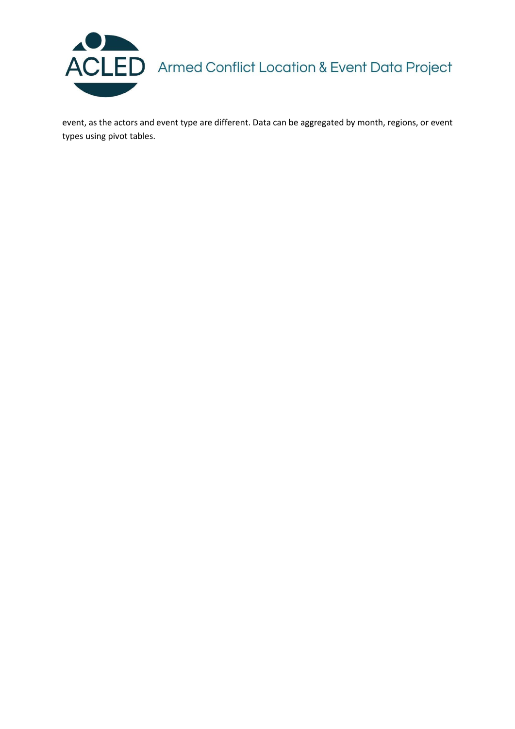event, as the actors and event type are different. Data can be aggregated by month, regions, or event types using pivot tables.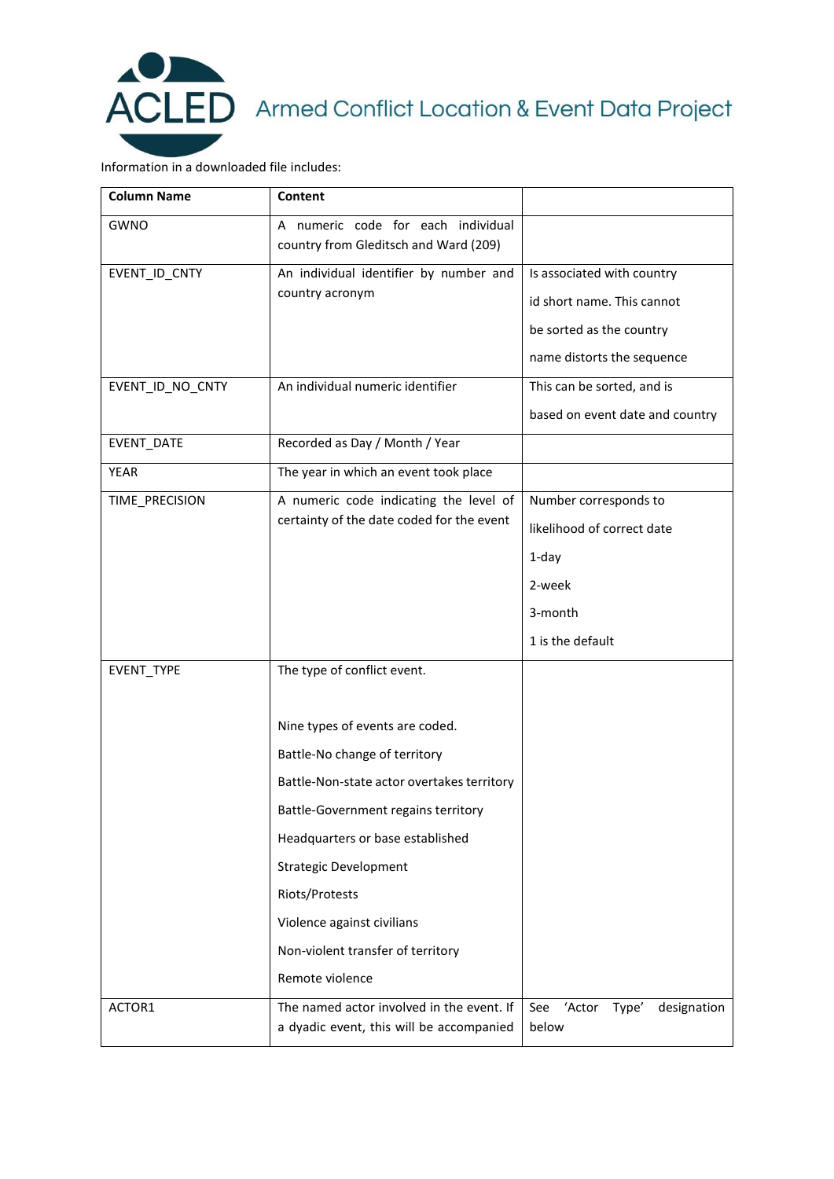ACLED Armed Conflict Location & Event Data Project

Information in a downloaded file includes:

| Column Name | Content | |
|---|---|---|
| GWNO | A numeric code for each individual country from Gleditsch and Ward (209) | |
| EVENT_ID_CNTY | An individual identifier by number and country acronym | Is associated with country id short name. This cannot be sorted as the country name distorts the sequence |
| EVENT_ID_NO_CNTY | An individual numeric identifier | This can be sorted, and is based on event date and country |
| EVENT_DATE | Recorded as Day / Month / Year | |
| YEAR | The year in which an event took place | |
| TIME_PRECISION | A numeric code indicating the level of certainty of the date coded for the event | Number corresponds to likelihood of correct date<br>1-day<br>2-week<br>3-month<br>1 is the default |
| EVENT_TYPE | The type of conflict event.<br><br>Nine types of events are coded.<br>Battle-No change of territory<br>Battle-Non-state actor overtakes territory<br>Battle-Government regains territory<br>Headquarters or base established<br>Strategic Development<br>Riots/Protests<br>Violence against civilians<br>Non-violent transfer of territory<br>Remote violence | |
| ACTOR1 | The named actor involved in the event. If a dyadic event, this will be accompanied | See 'Actor Type' designation below |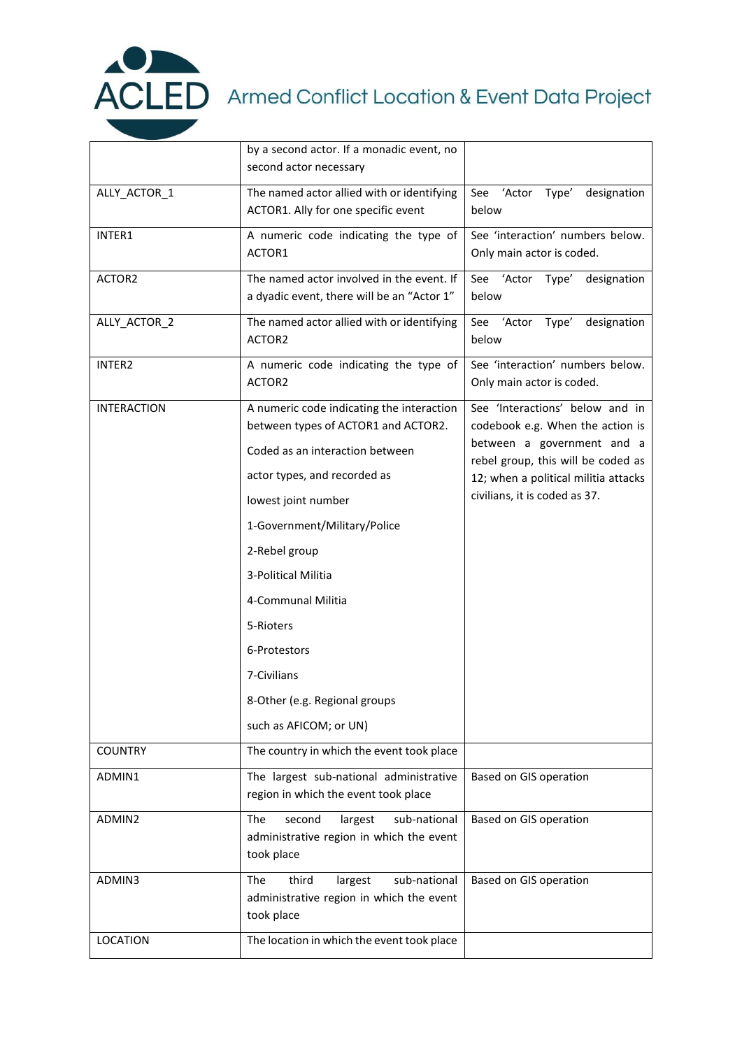| | by a second actor. If a monadic event, no second actor necessary | |
|---|---|---|
| ALLY_ACTOR_1 | The named actor allied with or identifying ACTOR1. Ally for one specific event | See 'Actor Type' designation below |
| INTER1 | A numeric code indicating the type of ACTOR1 | See 'interaction' numbers below. Only main actor is coded. |
| ACTOR2 | The named actor involved in the event. If a dyadic event, there will be an "Actor 1" | See 'Actor Type' designation below |
| ALLY_ACTOR_2 | The named actor allied with or identifying ACTOR2 | See 'Actor Type' designation below |
| INTER2 | A numeric code indicating the type of ACTOR2 | See 'interaction' numbers below. Only main actor is coded. |
| INTERACTION | A numeric code indicating the interaction between types of ACTOR1 and ACTOR2. Coded as an interaction between actor types, and recorded as lowest joint number 1-Government/Military/Police 2-Rebel group 3-Political Militia 4-Communal Militia 5-Rioters 6-Protestors 7-Civilians 8-Other (e.g. Regional groups such as AFICOM; or UN) | See 'Interactions' below and in codebook e.g. When the action is between a government and a rebel group, this will be coded as 12; when a political militia attacks civilians, it is coded as 37. |
| COUNTRY | The country in which the event took place | |
| ADMIN1 | The largest sub-national administrative region in which the event took place | Based on GIS operation |
| ADMIN2 | The second largest sub-national administrative region in which the event took place | Based on GIS operation |
| ADMIN3 | The third largest sub-national administrative region in which the event took place | Based on GIS operation |
| LOCATION | The location in which the event took place | |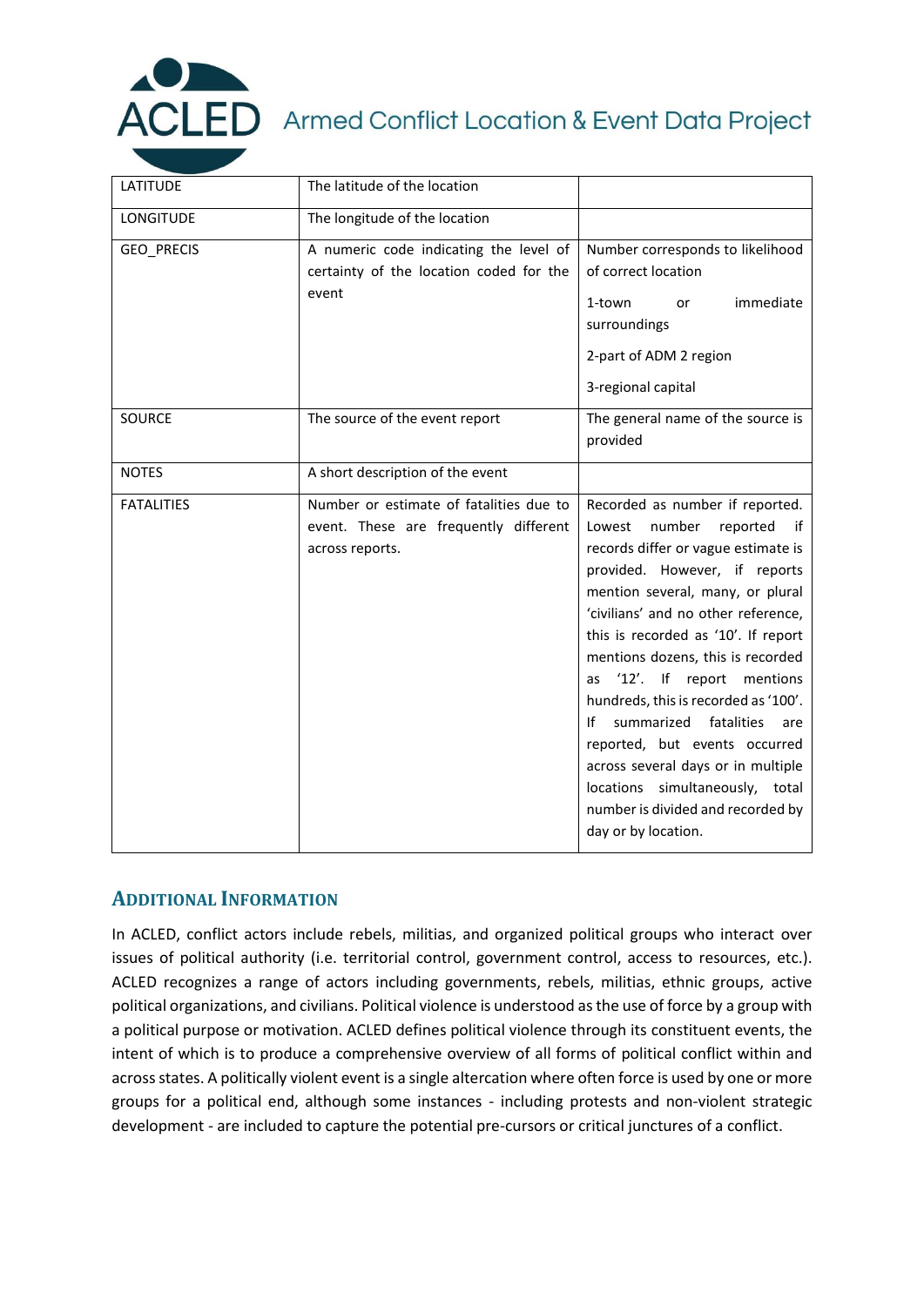| LATITUDE | The latitude of the location | |
|---|---|---|
| LONGITUDE | The longitude of the location | |
| GEO_PRECIS | A numeric code indicating the level of certainty of the location coded for the event | Number corresponds to likelihood of correct location<br><br>1-town or immediate surroundings<br><br>2-part of ADM 2 region<br><br>3-regional capital |
| SOURCE | The source of the event report | The general name of the source is provided |
| NOTES | A short description of the event | |
| FATALITIES | Number or estimate of fatalities due to event. These are frequently different across reports. | Recorded as number if reported. Lowest number reported if records differ or vague estimate is provided. However, if reports mention several, many, or plural 'civilians' and no other reference, this is recorded as '10'. If report mentions dozens, this is recorded as '12'. If report mentions hundreds, this is recorded as '100'. If summarized fatalities are reported, but events occurred across several days or in multiple locations simultaneously, total number is divided and recorded by day or by location. |

## Additional Information

In ACLED, conflict actors include rebels, militias, and organized political groups who interact over issues of political authority (i.e. territorial control, government control, access to resources, etc.). ACLED recognizes a range of actors including governments, rebels, militias, ethnic groups, active political organizations, and civilians. Political violence is understood as the use of force by a group with a political purpose or motivation. ACLED defines political violence through its constituent events, the intent of which is to produce a comprehensive overview of all forms of political conflict within and across states. A politically violent event is a single altercation where often force is used by one or more groups for a political end, although some instances - including protests and non-violent strategic development - are included to capture the potential pre-cursors or critical junctures of a conflict.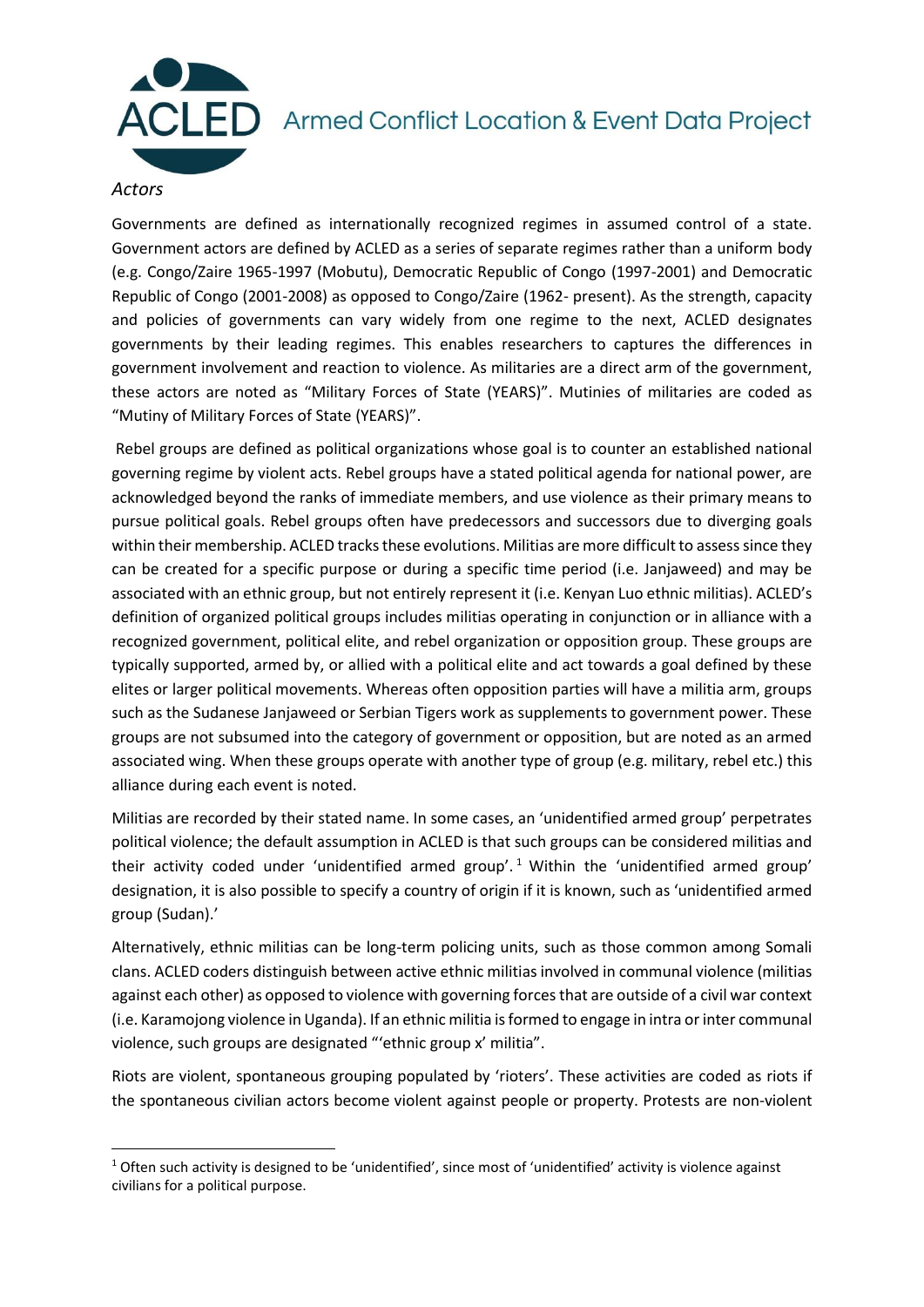*Actors*

Governments are defined as internationally recognized regimes in assumed control of a state. Government actors are defined by ACLED as a series of separate regimes rather than a uniform body (e.g. Congo/Zaire 1965-1997 (Mobutu), Democratic Republic of Congo (1997-2001) and Democratic Republic of Congo (2001-2008) as opposed to Congo/Zaire (1962- present). As the strength, capacity and policies of governments can vary widely from one regime to the next, ACLED designates governments by their leading regimes. This enables researchers to captures the differences in government involvement and reaction to violence. As militaries are a direct arm of the government, these actors are noted as "Military Forces of State (YEARS)". Mutinies of militaries are coded as "Mutiny of Military Forces of State (YEARS)".

Rebel groups are defined as political organizations whose goal is to counter an established national governing regime by violent acts. Rebel groups have a stated political agenda for national power, are acknowledged beyond the ranks of immediate members, and use violence as their primary means to pursue political goals. Rebel groups often have predecessors and successors due to diverging goals within their membership. ACLED tracks these evolutions. Militias are more difficult to assess since they can be created for a specific purpose or during a specific time period (i.e. Janjaweed) and may be associated with an ethnic group, but not entirely represent it (i.e. Kenyan Luo ethnic militias). ACLED's definition of organized political groups includes militias operating in conjunction or in alliance with a recognized government, political elite, and rebel organization or opposition group. These groups are typically supported, armed by, or allied with a political elite and act towards a goal defined by these elites or larger political movements. Whereas often opposition parties will have a militia arm, groups such as the Sudanese Janjaweed or Serbian Tigers work as supplements to government power. These groups are not subsumed into the category of government or opposition, but are noted as an armed associated wing. When these groups operate with another type of group (e.g. military, rebel etc.) this alliance during each event is noted.

Militias are recorded by their stated name. In some cases, an 'unidentified armed group' perpetrates political violence; the default assumption in ACLED is that such groups can be considered militias and their activity coded under 'unidentified armed group'.[1] Within the 'unidentified armed group' designation, it is also possible to specify a country of origin if it is known, such as 'unidentified armed group (Sudan).'

Alternatively, ethnic militias can be long-term policing units, such as those common among Somali clans. ACLED coders distinguish between active ethnic militias involved in communal violence (militias against each other) as opposed to violence with governing forces that are outside of a civil war context (i.e. Karamojong violence in Uganda). If an ethnic militia is formed to engage in intra or inter communal violence, such groups are designated "'ethnic group x' militia".

Riots are violent, spontaneous grouping populated by 'rioters'. These activities are coded as riots if the spontaneous civilian actors become violent against people or property. Protests are non-violent

[1] Often such activity is designed to be 'unidentified', since most of 'unidentified' activity is violence against civilians for a political purpose.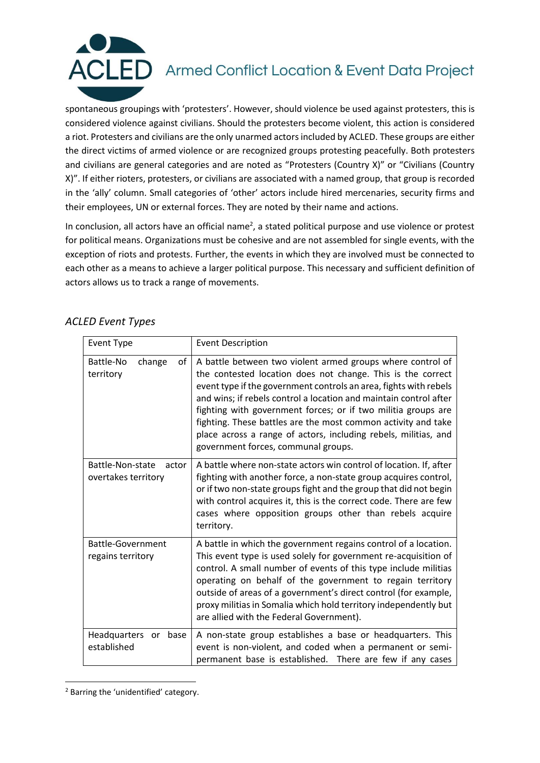spontaneous groupings with 'protesters'. However, should violence be used against protesters, this is considered violence against civilians. Should the protesters become violent, this action is considered a riot. Protesters and civilians are the only unarmed actors included by ACLED. These groups are either the direct victims of armed violence or are recognized groups protesting peacefully. Both protesters and civilians are general categories and are noted as "Protesters (Country X)" or "Civilians (Country X)". If either rioters, protesters, or civilians are associated with a named group, that group is recorded in the 'ally' column. Small categories of 'other' actors include hired mercenaries, security firms and their employees, UN or external forces. They are noted by their name and actions.

In conclusion, all actors have an official name[2], a stated political purpose and use violence or protest for political means. Organizations must be cohesive and are not assembled for single events, with the exception of riots and protests. Further, the events in which they are involved must be connected to each other as a means to achieve a larger political purpose. This necessary and sufficient definition of actors allows us to track a range of movements.

### *ACLED Event Types*

| Event Type | Event Description |
|---|---|
| Battle-No change of territory | A battle between two violent armed groups where control of the contested location does not change. This is the correct event type if the government controls an area, fights with rebels and wins; if rebels control a location and maintain control after fighting with government forces; or if two militia groups are fighting. These battles are the most common activity and take place across a range of actors, including rebels, militias, and government forces, communal groups. |
| Battle-Non-state actor overtakes territory | A battle where non-state actors win control of location. If, after fighting with another force, a non-state group acquires control, or if two non-state groups fight and the group that did not begin with control acquires it, this is the correct code. There are few cases where opposition groups other than rebels acquire territory. |
| Battle-Government regains territory | A battle in which the government regains control of a location. This event type is used solely for government re-acquisition of control. A small number of events of this type include militias operating on behalf of the government to regain territory outside of areas of a government's direct control (for example, proxy militias in Somalia which hold territory independently but are allied with the Federal Government). |
| Headquarters or base established | A non-state group establishes a base or headquarters. This event is non-violent, and coded when a permanent or semi-permanent base is established. There are few if any cases |

[2] Barring the 'unidentified' category.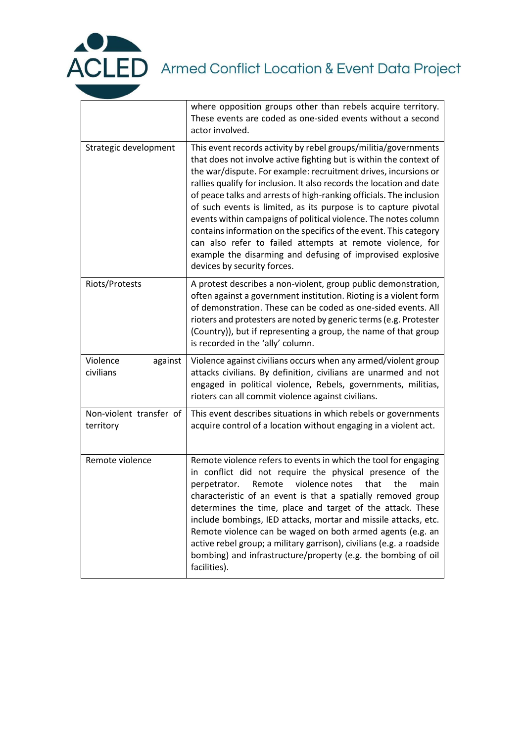| | |
|---|---|
| | where opposition groups other than rebels acquire territory. These events are coded as one-sided events without a second actor involved. |
| Strategic development | This event records activity by rebel groups/militia/governments that does not involve active fighting but is within the context of the war/dispute. For example: recruitment drives, incursions or rallies qualify for inclusion. It also records the location and date of peace talks and arrests of high-ranking officials. The inclusion of such events is limited, as its purpose is to capture pivotal events within campaigns of political violence. The notes column contains information on the specifics of the event. This category can also refer to failed attempts at remote violence, for example the disarming and defusing of improvised explosive devices by security forces. |
| Riots/Protests | A protest describes a non-violent, group public demonstration, often against a government institution. Rioting is a violent form of demonstration. These can be coded as one-sided events. All rioters and protesters are noted by generic terms (e.g. Protester (Country)), but if representing a group, the name of that group is recorded in the 'ally' column. |
| Violence against civilians | Violence against civilians occurs when any armed/violent group attacks civilians. By definition, civilians are unarmed and not engaged in political violence, Rebels, governments, militias, rioters can all commit violence against civilians. |
| Non-violent transfer of territory | This event describes situations in which rebels or governments acquire control of a location without engaging in a violent act. |
| Remote violence | Remote violence refers to events in which the tool for engaging in conflict did not require the physical presence of the perpetrator. Remote violence notes that the main characteristic of an event is that a spatially removed group determines the time, place and target of the attack. These include bombings, IED attacks, mortar and missile attacks, etc. Remote violence can be waged on both armed agents (e.g. an active rebel group; a military garrison), civilians (e.g. a roadside bombing) and infrastructure/property (e.g. the bombing of oil facilities). |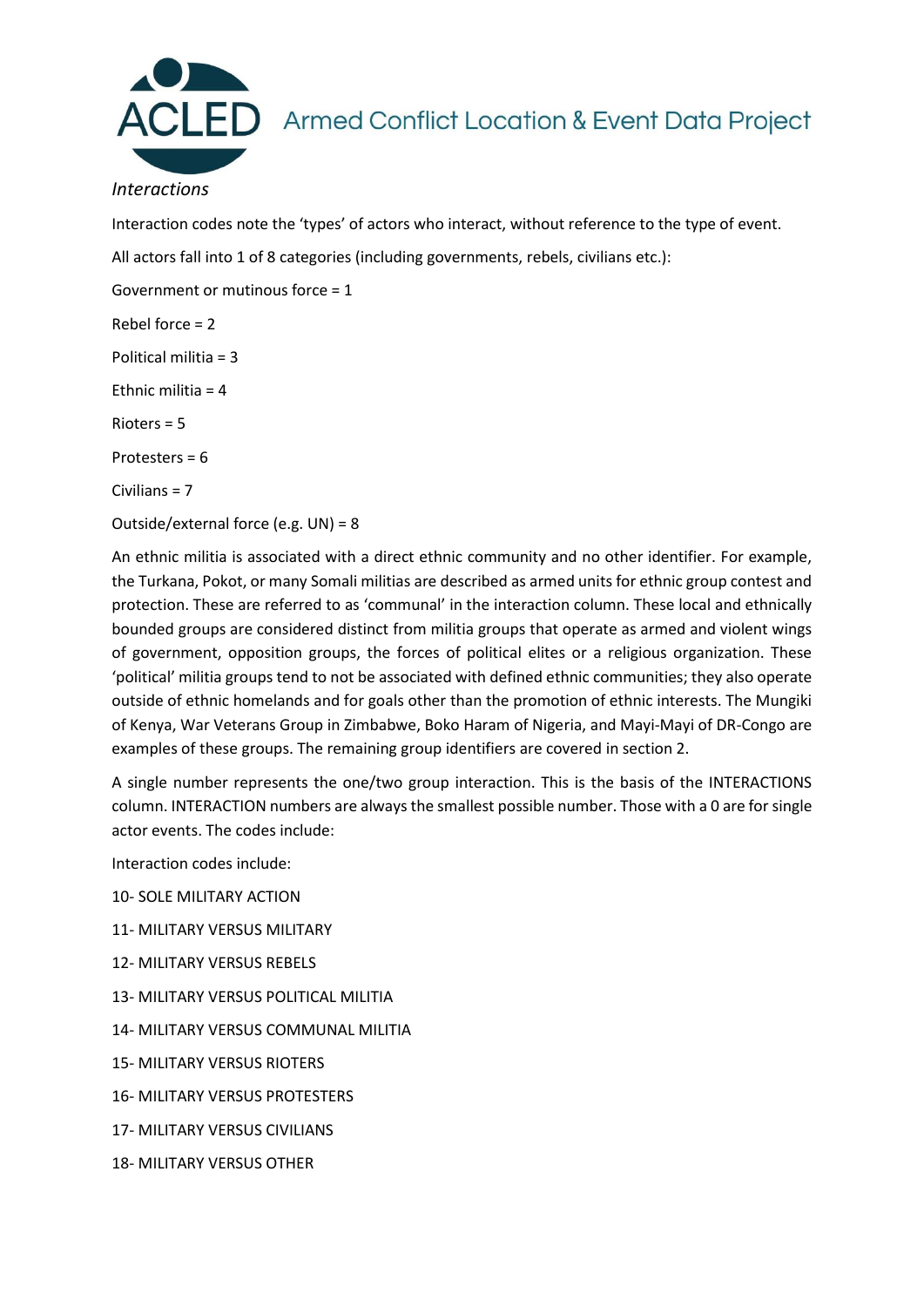*Interactions*

Interaction codes note the 'types' of actors who interact, without reference to the type of event.

All actors fall into 1 of 8 categories (including governments, rebels, civilians etc.):

Government or mutinous force = 1

Rebel force = 2

Political militia = 3

Ethnic militia = 4

Rioters = 5

Protesters = 6

Civilians = 7

Outside/external force (e.g. UN) = 8

An ethnic militia is associated with a direct ethnic community and no other identifier. For example, the Turkana, Pokot, or many Somali militias are described as armed units for ethnic group contest and protection. These are referred to as 'communal' in the interaction column. These local and ethnically bounded groups are considered distinct from militia groups that operate as armed and violent wings of government, opposition groups, the forces of political elites or a religious organization. These 'political' militia groups tend to not be associated with defined ethnic communities; they also operate outside of ethnic homelands and for goals other than the promotion of ethnic interests. The Mungiki of Kenya, War Veterans Group in Zimbabwe, Boko Haram of Nigeria, and Mayi-Mayi of DR-Congo are examples of these groups. The remaining group identifiers are covered in section 2.

A single number represents the one/two group interaction. This is the basis of the INTERACTIONS column. INTERACTION numbers are always the smallest possible number. Those with a 0 are for single actor events. The codes include:

Interaction codes include:

10- SOLE MILITARY ACTION

11- MILITARY VERSUS MILITARY

12- MILITARY VERSUS REBELS

13- MILITARY VERSUS POLITICAL MILITIA

14- MILITARY VERSUS COMMUNAL MILITIA

15- MILITARY VERSUS RIOTERS

16- MILITARY VERSUS PROTESTERS

17- MILITARY VERSUS CIVILIANS

18- MILITARY VERSUS OTHER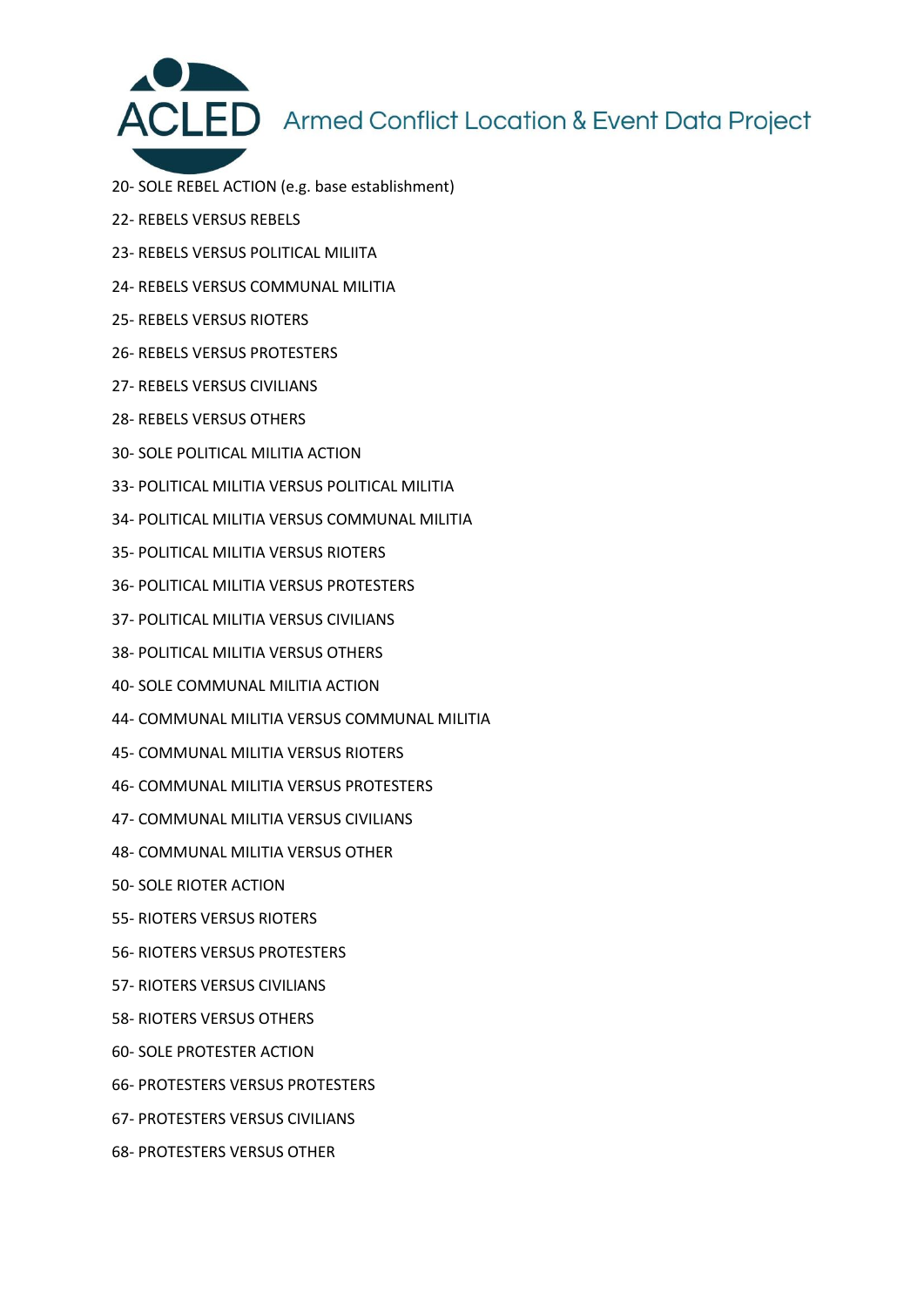20- SOLE REBEL ACTION (e.g. base establishment)

22- REBELS VERSUS REBELS

23- REBELS VERSUS POLITICAL MILIITA

24- REBELS VERSUS COMMUNAL MILITIA

25- REBELS VERSUS RIOTERS

26- REBELS VERSUS PROTESTERS

27- REBELS VERSUS CIVILIANS

28- REBELS VERSUS OTHERS

30- SOLE POLITICAL MILITIA ACTION

33- POLITICAL MILITIA VERSUS POLITICAL MILITIA

34- POLITICAL MILITIA VERSUS COMMUNAL MILITIA

35- POLITICAL MILITIA VERSUS RIOTERS

36- POLITICAL MILITIA VERSUS PROTESTERS

37- POLITICAL MILITIA VERSUS CIVILIANS

38- POLITICAL MILITIA VERSUS OTHERS

40- SOLE COMMUNAL MILITIA ACTION

44- COMMUNAL MILITIA VERSUS COMMUNAL MILITIA

45- COMMUNAL MILITIA VERSUS RIOTERS

46- COMMUNAL MILITIA VERSUS PROTESTERS

47- COMMUNAL MILITIA VERSUS CIVILIANS

48- COMMUNAL MILITIA VERSUS OTHER

50- SOLE RIOTER ACTION

55- RIOTERS VERSUS RIOTERS

56- RIOTERS VERSUS PROTESTERS

57- RIOTERS VERSUS CIVILIANS

58- RIOTERS VERSUS OTHERS

60- SOLE PROTESTER ACTION

66- PROTESTERS VERSUS PROTESTERS

67- PROTESTERS VERSUS CIVILIANS

68- PROTESTERS VERSUS OTHER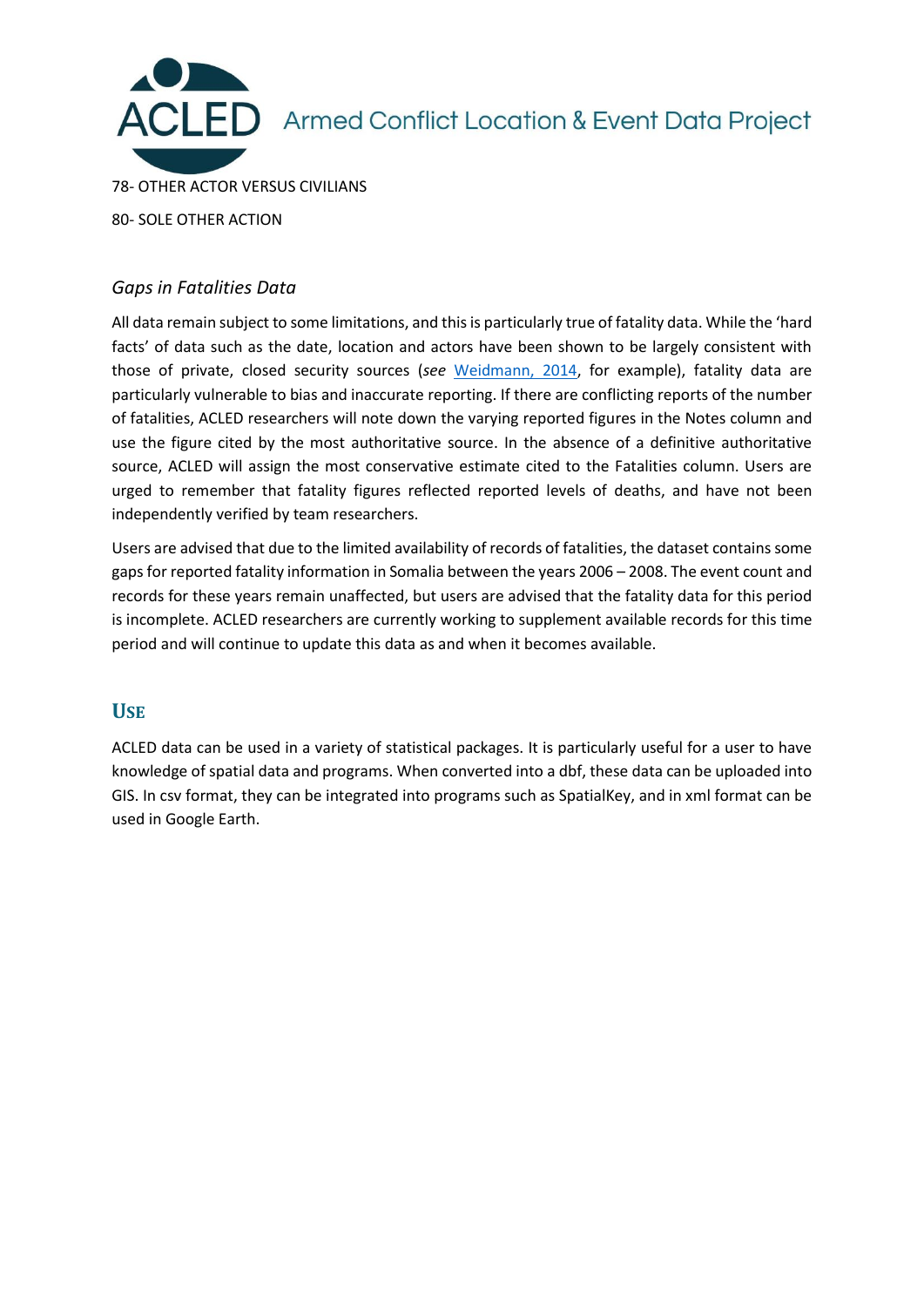78- OTHER ACTOR VERSUS CIVILIANS

80- SOLE OTHER ACTION

### *Gaps in Fatalities Data*

All data remain subject to some limitations, and this is particularly true of fatality data. While the 'hard facts' of data such as the date, location and actors have been shown to be largely consistent with those of private, closed security sources (*see* Weidmann, 2014, for example), fatality data are particularly vulnerable to bias and inaccurate reporting. If there are conflicting reports of the number of fatalities, ACLED researchers will note down the varying reported figures in the Notes column and use the figure cited by the most authoritative source. In the absence of a definitive authoritative source, ACLED will assign the most conservative estimate cited to the Fatalities column. Users are urged to remember that fatality figures reflected reported levels of deaths, and have not been independently verified by team researchers.

Users are advised that due to the limited availability of records of fatalities, the dataset contains some gaps for reported fatality information in Somalia between the years 2006 – 2008. The event count and records for these years remain unaffected, but users are advised that the fatality data for this period is incomplete. ACLED researchers are currently working to supplement available records for this time period and will continue to update this data as and when it becomes available.

## USE

ACLED data can be used in a variety of statistical packages. It is particularly useful for a user to have knowledge of spatial data and programs. When converted into a dbf, these data can be uploaded into GIS. In csv format, they can be integrated into programs such as SpatialKey, and in xml format can be used in Google Earth.